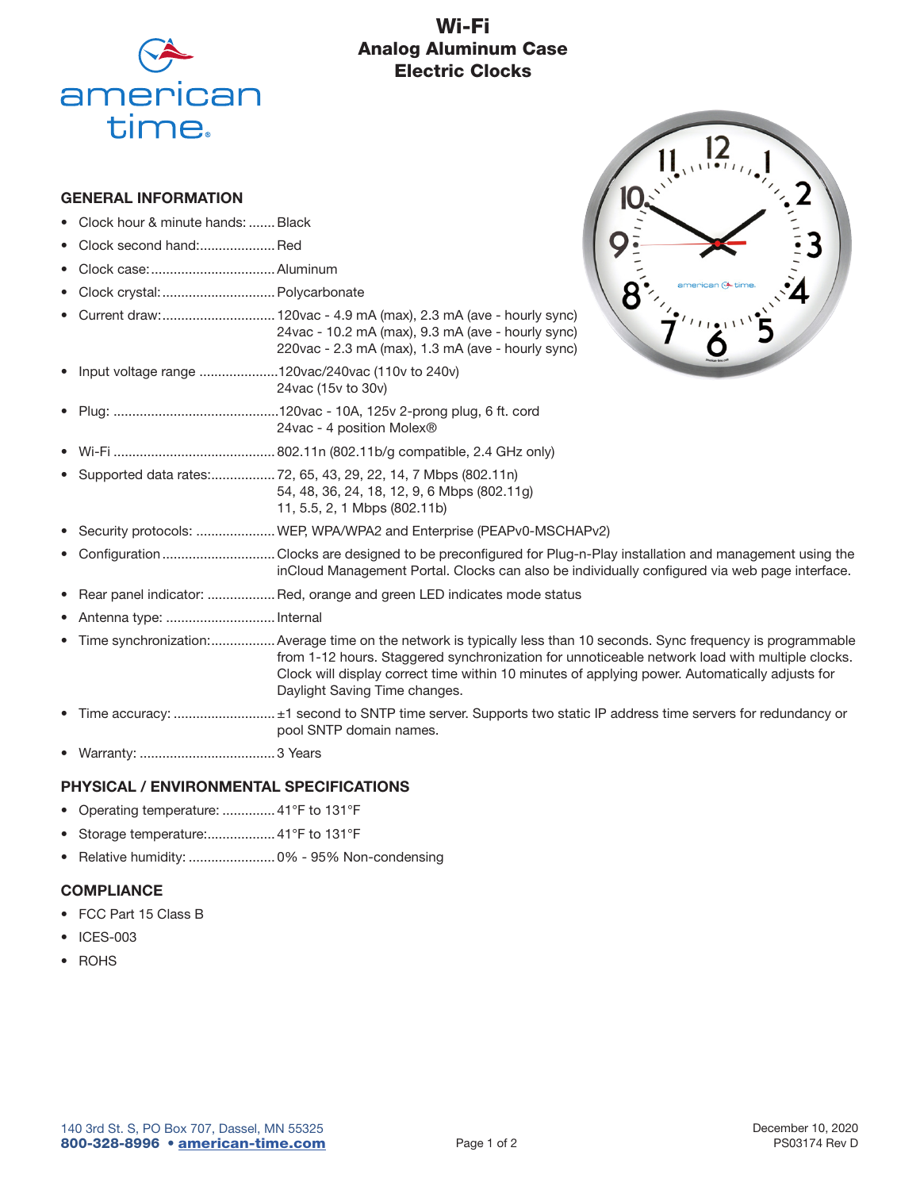# Wi-Fi
## Analog Aluminum Case Electric Clocks

### GENERAL INFORMATION

- Clock hour & minute hands: ....... Black
- Clock second hand: .................... Red
- Clock case: ................................. Aluminum
- Clock crystal: .............................. Polycarbonate
- Current draw: .............................. 120vac - 4.9 mA (max), 2.3 mA (ave - hourly sync)
  24vac - 10.2 mA (max), 9.3 mA (ave - hourly sync)
  220vac - 2.3 mA (max), 1.3 mA (ave - hourly sync)
- Input voltage range ..................... 120vac/240vac (110v to 240v)
  24vac (15v to 30v)
- Plug: ............................................ 120vac - 10A, 125v 2-prong plug, 6 ft. cord
  24vac - 4 position Molex®
- Wi-Fi ........................................... 802.11n (802.11b/g compatible, 2.4 GHz only)
- Supported data rates: ................. 72, 65, 43, 29, 22, 14, 7 Mbps (802.11n)
  54, 48, 36, 24, 18, 12, 9, 6 Mbps (802.11g)
  11, 5.5, 2, 1 Mbps (802.11b)
- Security protocols: ..................... WEP, WPA/WPA2 and Enterprise (PEAPv0-MSCHAPv2)
- Configuration ............................. Clocks are designed to be preconfigured for Plug-n-Play installation and management using the inCloud Management Portal. Clocks can also be individually configured via web page interface.
- Rear panel indicator: .................. Red, orange and green LED indicates mode status
- Antenna type: ............................. Internal
- Time synchronization: ................. Average time on the network is typically less than 10 seconds. Sync frequency is programmable from 1-12 hours. Staggered synchronization for unnoticeable network load with multiple clocks. Clock will display correct time within 10 minutes of applying power. Automatically adjusts for Daylight Saving Time changes.
- Time accuracy: ........................... ±1 second to SNTP time server. Supports two static IP address time servers for redundancy or pool SNTP domain names.
- Warranty: .................................... 3 Years

### PHYSICAL / ENVIRONMENTAL SPECIFICATIONS

- Operating temperature: .............. 41°F to 131°F
- Storage temperature: .................. 41°F to 131°F
- Relative humidity: ....................... 0% - 95% Non-condensing

### COMPLIANCE

- FCC Part 15 Class B
- ICES-003
- ROHS

140 3rd St. S, PO Box 707, Dassel, MN 55325
**800-328-8996 • american-time.com**

December 10, 2020
PS03174 Rev D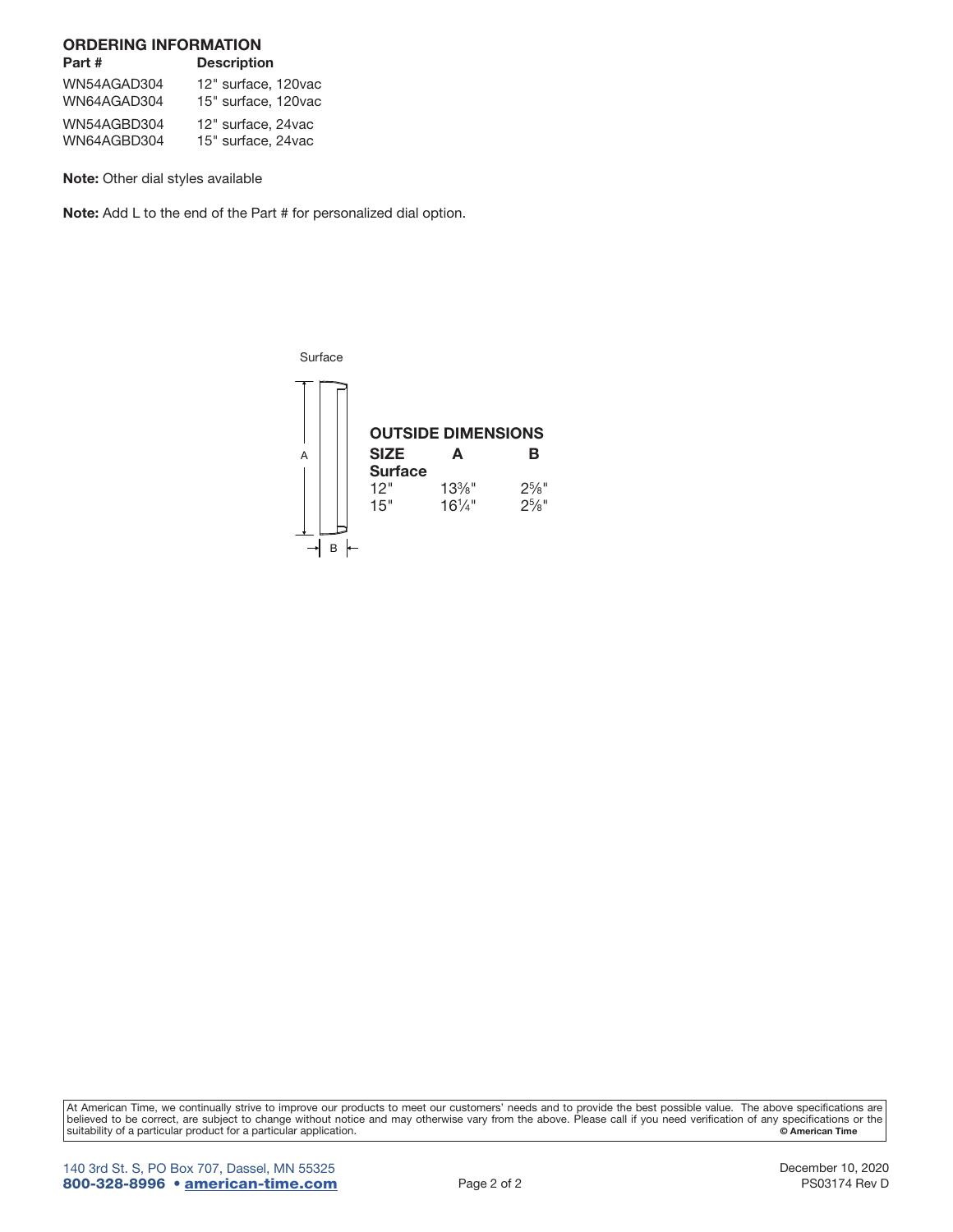## ORDERING INFORMATION

| Part # | Description |
|---|---|
| WN54AGAD304 | 12" surface, 120vac |
| WN64AGAD304 | 15" surface, 120vac |
| WN54AGBD304 | 12" surface, 24vac |
| WN64AGBD304 | 15" surface, 24vac |

**Note:** Other dial styles available

**Note:** Add L to the end of the Part # for personalized dial option.

Surface

A

B

### OUTSIDE DIMENSIONS

| SIZE | A | B |
|---|---|---|
| **Surface** | | |
| 12" | 13⅜" | 2⅝" |
| 15" | 16¼" | 2⅝" |

At American Time, we continually strive to improve our products to meet our customers' needs and to provide the best possible value. The above specifications are believed to be correct, are subject to change without notice and may otherwise vary from the above. Please call if you need verification of any specifications or the suitability of a particular product for a particular application. **© American Time**

140 3rd St. S, PO Box 707, Dassel, MN 55325
**800-328-8996 • american-time.com**

December 10, 2020
PS03174 Rev D